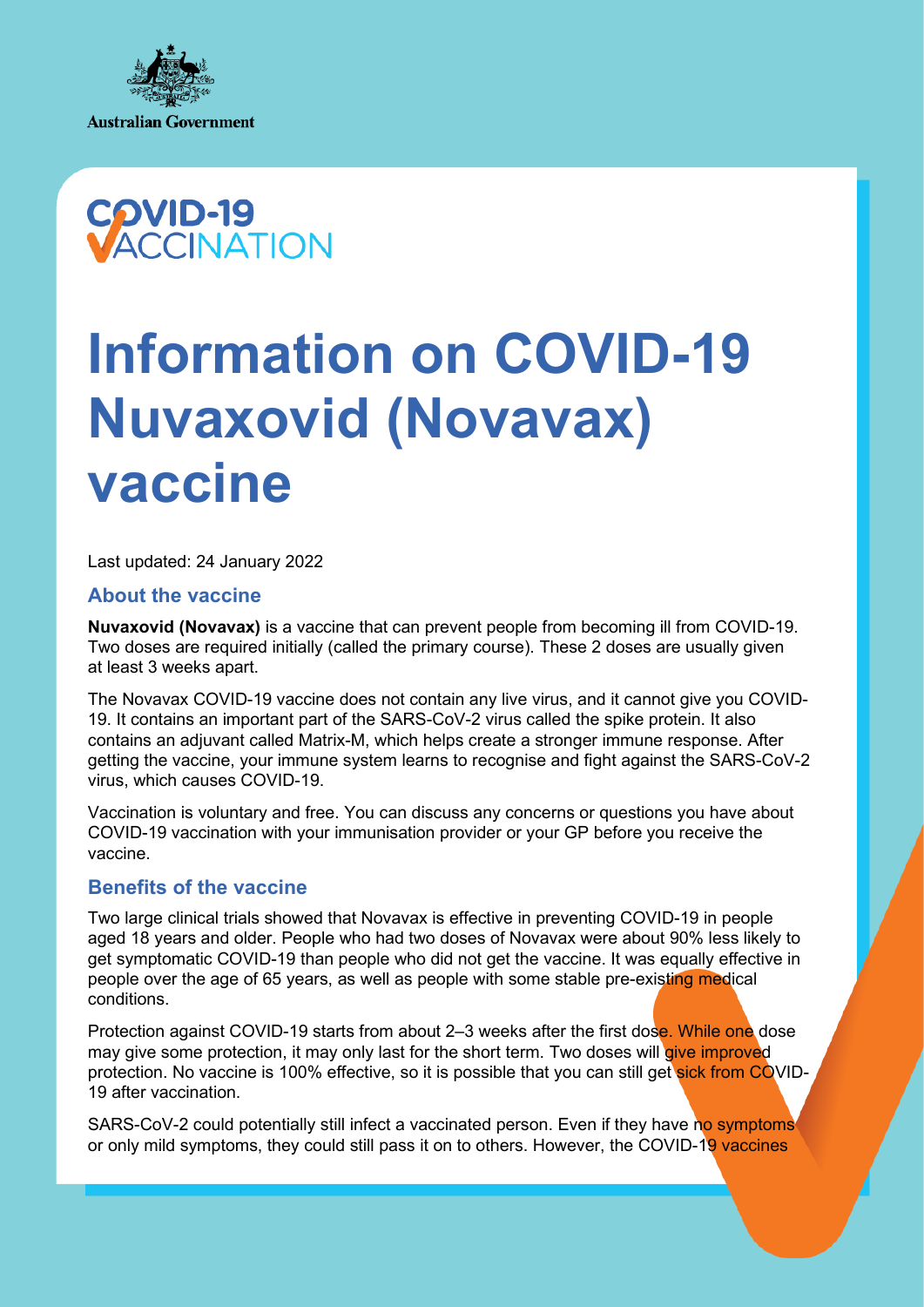Australian Government

COVID-19 VACCINATION

# Information on COVID-19 Nuvaxovid (Novavax) vaccine

Last updated: 24 January 2022

## About the vaccine

**Nuvaxovid (Novavax)** is a vaccine that can prevent people from becoming ill from COVID-19. Two doses are required initially (called the primary course). These 2 doses are usually given at least 3 weeks apart.

The Novavax COVID-19 vaccine does not contain any live virus, and it cannot give you COVID-19. It contains an important part of the SARS-CoV-2 virus called the spike protein. It also contains an adjuvant called Matrix-M, which helps create a stronger immune response. After getting the vaccine, your immune system learns to recognise and fight against the SARS-CoV-2 virus, which causes COVID-19.

Vaccination is voluntary and free. You can discuss any concerns or questions you have about COVID-19 vaccination with your immunisation provider or your GP before you receive the vaccine.

## Benefits of the vaccine

Two large clinical trials showed that Novavax is effective in preventing COVID-19 in people aged 18 years and older. People who had two doses of Novavax were about 90% less likely to get symptomatic COVID-19 than people who did not get the vaccine. It was equally effective in people over the age of 65 years, as well as people with some stable pre-existing medical conditions.

Protection against COVID-19 starts from about 2–3 weeks after the first dose. While one dose may give some protection, it may only last for the short term. Two doses will give improved protection. No vaccine is 100% effective, so it is possible that you can still get sick from COVID-19 after vaccination.

SARS-CoV-2 could potentially still infect a vaccinated person. Even if they have no symptoms or only mild symptoms, they could still pass it on to others. However, the COVID-19 vaccines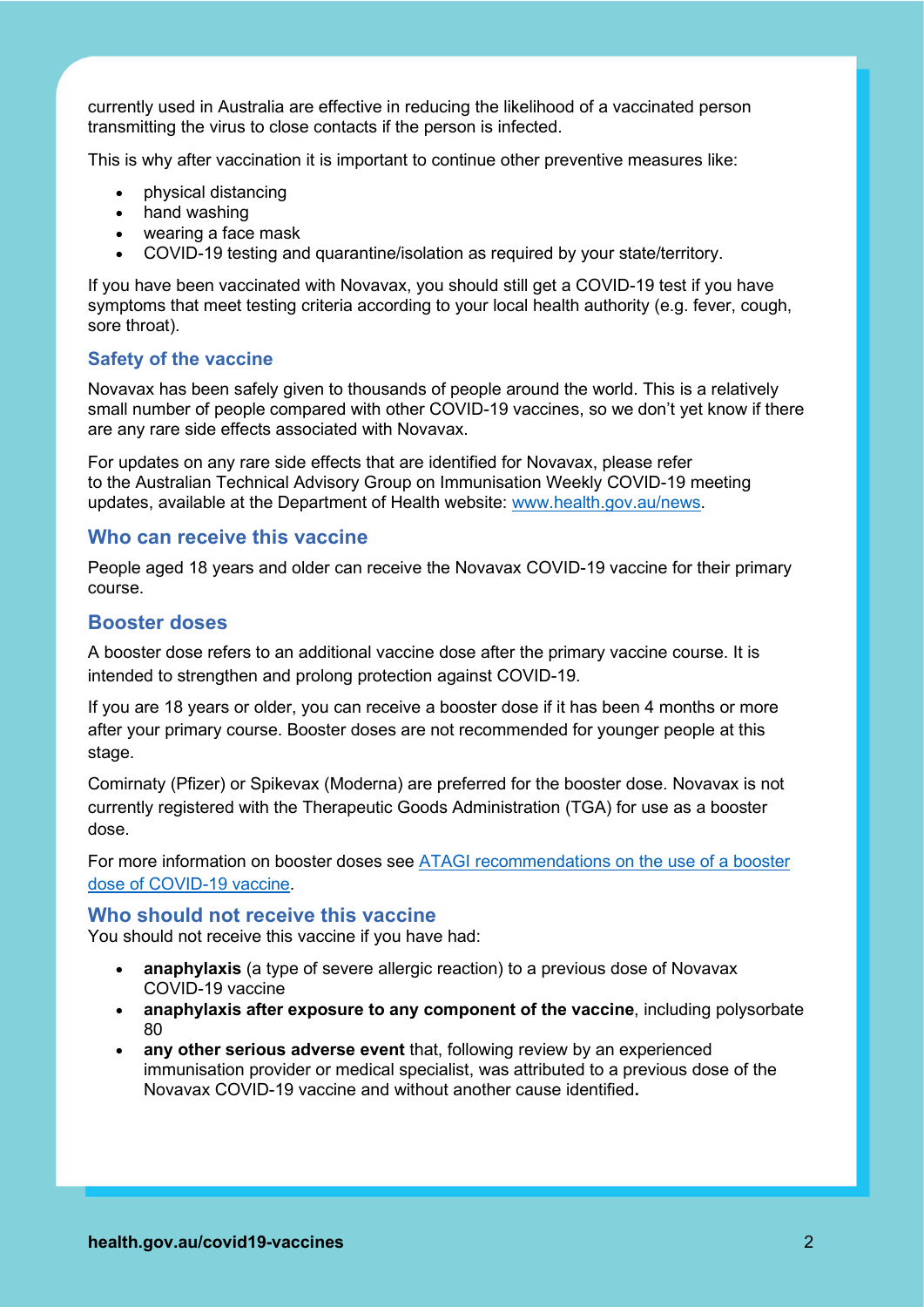currently used in Australia are effective in reducing the likelihood of a vaccinated person transmitting the virus to close contacts if the person is infected.

This is why after vaccination it is important to continue other preventive measures like:

- physical distancing
- hand washing
- wearing a face mask
- COVID-19 testing and quarantine/isolation as required by your state/territory.

If you have been vaccinated with Novavax, you should still get a COVID-19 test if you have symptoms that meet testing criteria according to your local health authority (e.g. fever, cough, sore throat).

### Safety of the vaccine

Novavax has been safely given to thousands of people around the world. This is a relatively small number of people compared with other COVID-19 vaccines, so we don't yet know if there are any rare side effects associated with Novavax.

For updates on any rare side effects that are identified for Novavax, please refer to the Australian Technical Advisory Group on Immunisation Weekly COVID-19 meeting updates, available at the Department of Health website: [www.health.gov.au/news](www.health.gov.au/news).

## Who can receive this vaccine

People aged 18 years and older can receive the Novavax COVID-19 vaccine for their primary course.

## Booster doses

A booster dose refers to an additional vaccine dose after the primary vaccine course. It is intended to strengthen and prolong protection against COVID-19.

If you are 18 years or older, you can receive a booster dose if it has been 4 months or more after your primary course. Booster doses are not recommended for younger people at this stage.

Comirnaty (Pfizer) or Spikevax (Moderna) are preferred for the booster dose. Novavax is not currently registered with the Therapeutic Goods Administration (TGA) for use as a booster dose.

For more information on booster doses see ATAGI recommendations on the use of a booster dose of COVID-19 vaccine.

## Who should not receive this vaccine

You should not receive this vaccine if you have had:

- **anaphylaxis** (a type of severe allergic reaction) to a previous dose of Novavax COVID-19 vaccine
- **anaphylaxis after exposure to any component of the vaccine**, including polysorbate 80
- **any other serious adverse event** that, following review by an experienced immunisation provider or medical specialist, was attributed to a previous dose of the Novavax COVID-19 vaccine and without another cause identified**.**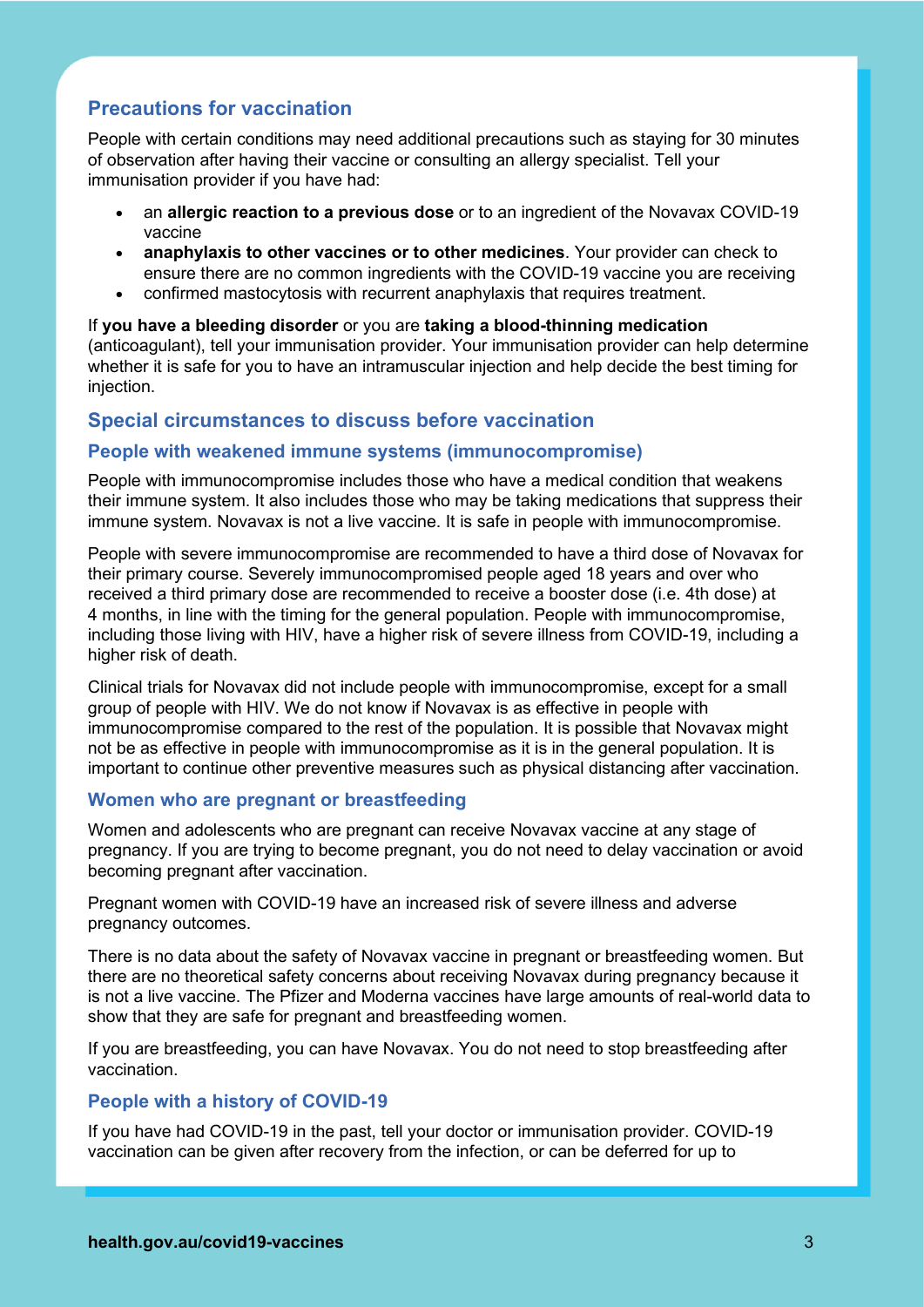## Precautions for vaccination

People with certain conditions may need additional precautions such as staying for 30 minutes of observation after having their vaccine or consulting an allergy specialist. Tell your immunisation provider if you have had:

- an **allergic reaction to a previous dose** or to an ingredient of the Novavax COVID-19 vaccine
- **anaphylaxis to other vaccines or to other medicines**. Your provider can check to ensure there are no common ingredients with the COVID-19 vaccine you are receiving
- confirmed mastocytosis with recurrent anaphylaxis that requires treatment.

If **you have a bleeding disorder** or you are **taking a blood-thinning medication** (anticoagulant), tell your immunisation provider. Your immunisation provider can help determine whether it is safe for you to have an intramuscular injection and help decide the best timing for injection.

## Special circumstances to discuss before vaccination

### People with weakened immune systems (immunocompromise)

People with immunocompromise includes those who have a medical condition that weakens their immune system. It also includes those who may be taking medications that suppress their immune system. Novavax is not a live vaccine. It is safe in people with immunocompromise.

People with severe immunocompromise are recommended to have a third dose of Novavax for their primary course. Severely immunocompromised people aged 18 years and over who received a third primary dose are recommended to receive a booster dose (i.e. 4th dose) at 4 months, in line with the timing for the general population. People with immunocompromise, including those living with HIV, have a higher risk of severe illness from COVID-19, including a higher risk of death.

Clinical trials for Novavax did not include people with immunocompromise, except for a small group of people with HIV. We do not know if Novavax is as effective in people with immunocompromise compared to the rest of the population. It is possible that Novavax might not be as effective in people with immunocompromise as it is in the general population. It is important to continue other preventive measures such as physical distancing after vaccination.

### Women who are pregnant or breastfeeding

Women and adolescents who are pregnant can receive Novavax vaccine at any stage of pregnancy. If you are trying to become pregnant, you do not need to delay vaccination or avoid becoming pregnant after vaccination.

Pregnant women with COVID-19 have an increased risk of severe illness and adverse pregnancy outcomes.

There is no data about the safety of Novavax vaccine in pregnant or breastfeeding women. But there are no theoretical safety concerns about receiving Novavax during pregnancy because it is not a live vaccine. The Pfizer and Moderna vaccines have large amounts of real-world data to show that they are safe for pregnant and breastfeeding women.

If you are breastfeeding, you can have Novavax. You do not need to stop breastfeeding after vaccination.

### People with a history of COVID-19

If you have had COVID-19 in the past, tell your doctor or immunisation provider. COVID-19 vaccination can be given after recovery from the infection, or can be deferred for up to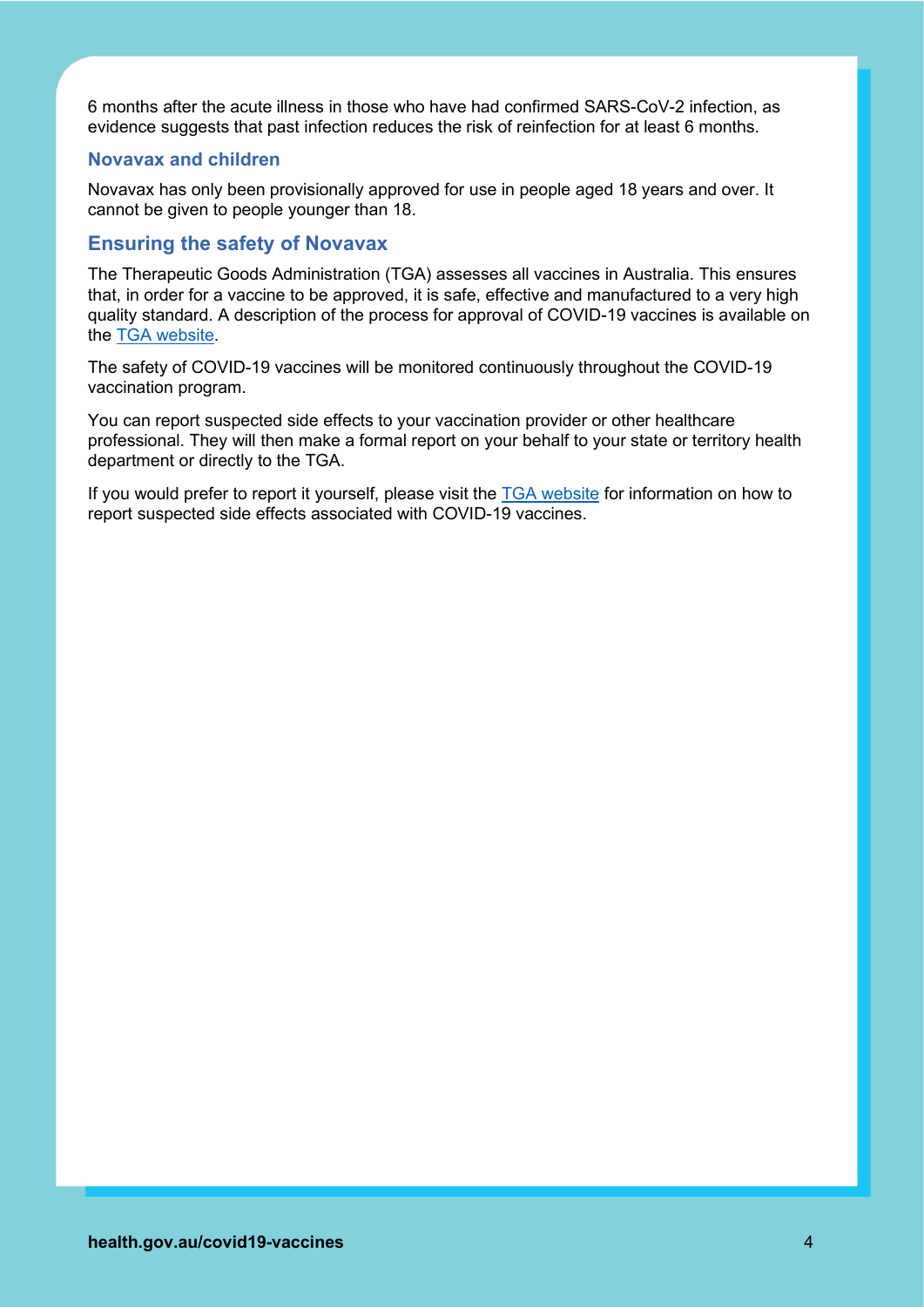6 months after the acute illness in those who have had confirmed SARS-CoV-2 infection, as evidence suggests that past infection reduces the risk of reinfection for at least 6 months.

### Novavax and children

Novavax has only been provisionally approved for use in people aged 18 years and over. It cannot be given to people younger than 18.

## Ensuring the safety of Novavax

The Therapeutic Goods Administration (TGA) assesses all vaccines in Australia. This ensures that, in order for a vaccine to be approved, it is safe, effective and manufactured to a very high quality standard. A description of the process for approval of COVID-19 vaccines is available on the TGA website.

The safety of COVID-19 vaccines will be monitored continuously throughout the COVID-19 vaccination program.

You can report suspected side effects to your vaccination provider or other healthcare professional. They will then make a formal report on your behalf to your state or territory health department or directly to the TGA.

If you would prefer to report it yourself, please visit the TGA website for information on how to report suspected side effects associated with COVID-19 vaccines.